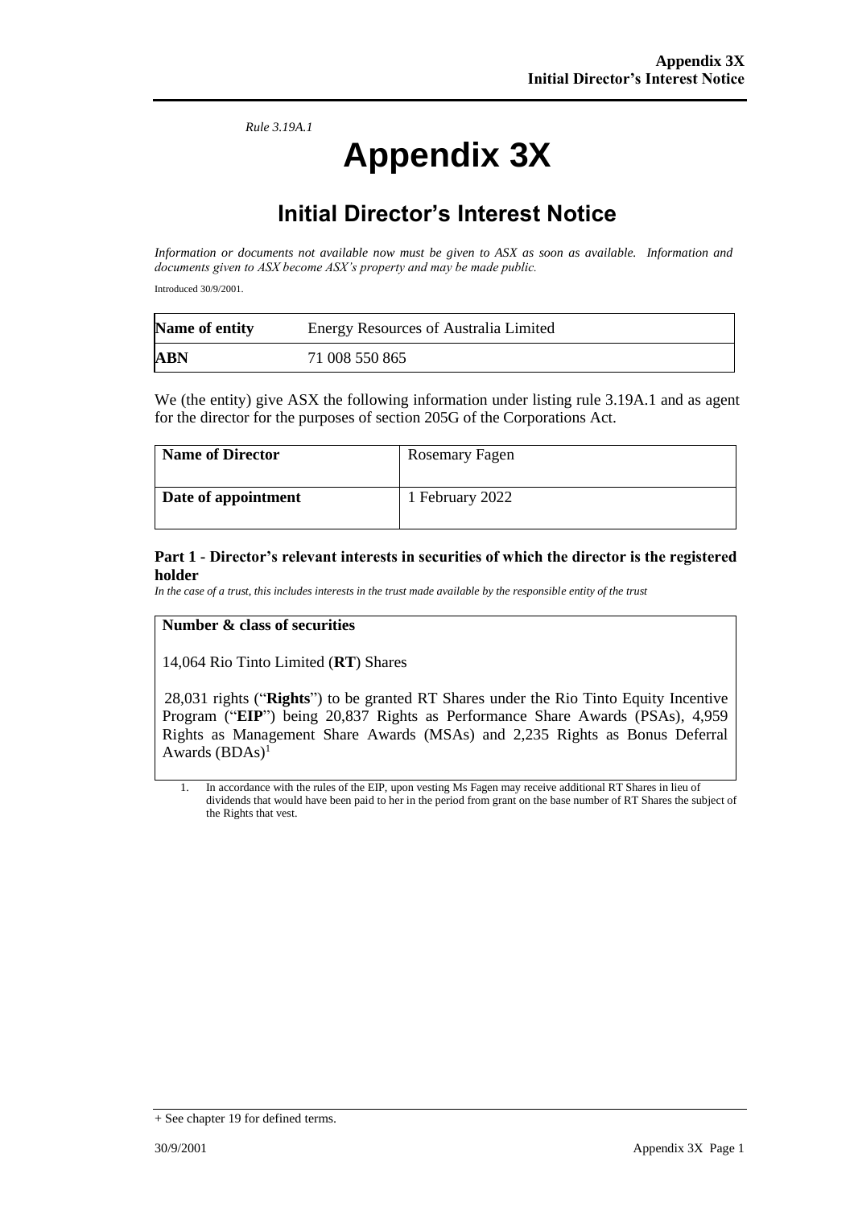*Rule 3.19A.1*

# Appendix 3X

## Initial Director's Interest Notice

*Information or documents not available now must be given to ASX as soon as available. Information and documents given to ASX become ASX's property and may be made public.*

Introduced 30/9/2001.

| **Name of entity** | Energy Resources of Australia Limited |
|---|---|
| **ABN** | 71 008 550 865 |

We (the entity) give ASX the following information under listing rule 3.19A.1 and as agent for the director for the purposes of section 205G of the Corporations Act.

| **Name of Director** | Rosemary Fagen |
|---|---|
| **Date of appointment** | 1 February 2022 |

### Part 1 - Director's relevant interests in securities of which the director is the registered holder

*In the case of a trust, this includes interests in the trust made available by the responsible entity of the trust*

| **Number & class of securities** |
|---|
| 14,064 Rio Tinto Limited (**RT**) Shares<br><br>28,031 rights ("**Rights**") to be granted RT Shares under the Rio Tinto Equity Incentive Program ("**EIP**") being 20,837 Rights as Performance Share Awards (PSAs), 4,959 Rights as Management Share Awards (MSAs) and 2,235 Rights as Bonus Deferral Awards (BDAs)[1] |

1. In accordance with the rules of the EIP, upon vesting Ms Fagen may receive additional RT Shares in lieu of dividends that would have been paid to her in the period from grant on the base number of RT Shares the subject of the Rights that vest.

+ See chapter 19 for defined terms.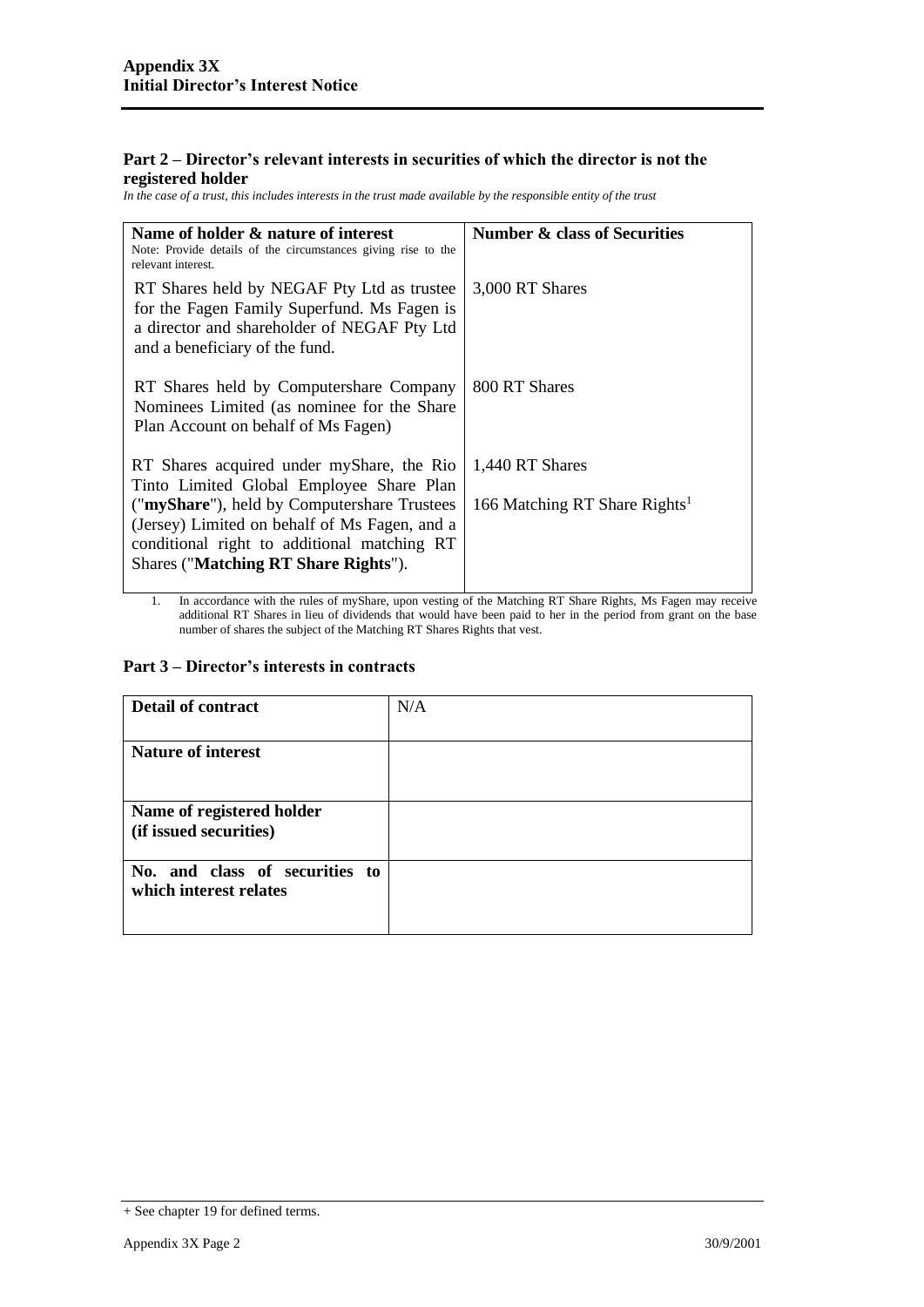## Part 2 – Director's relevant interests in securities of which the director is not the registered holder

*In the case of a trust, this includes interests in the trust made available by the responsible entity of the trust*

| Name of holder & nature of interest<br>Note: Provide details of the circumstances giving rise to the relevant interest. | Number & class of Securities |
|---|---|
| RT Shares held by NEGAF Pty Ltd as trustee for the Fagen Family Superfund. Ms Fagen is a director and shareholder of NEGAF Pty Ltd and a beneficiary of the fund. | 3,000 RT Shares |
| RT Shares held by Computershare Company Nominees Limited (as nominee for the Share Plan Account on behalf of Ms Fagen) | 800 RT Shares |
| RT Shares acquired under myShare, the Rio Tinto Limited Global Employee Share Plan ("**myShare**"), held by Computershare Trustees (Jersey) Limited on behalf of Ms Fagen, and a conditional right to additional matching RT Shares ("**Matching RT Share Rights**"). | 1,440 RT Shares<br><br>166 Matching RT Share Rights[1] |

1. In accordance with the rules of myShare, upon vesting of the Matching RT Share Rights, Ms Fagen may receive additional RT Shares in lieu of dividends that would have been paid to her in the period from grant on the base number of shares the subject of the Matching RT Shares Rights that vest.

## Part 3 – Director's interests in contracts

| | |
|---|---|
| **Detail of contract** | N/A |
| **Nature of interest** | |
| **Name of registered holder (if issued securities)** | |
| **No. and class of securities to which interest relates** | |

+ See chapter 19 for defined terms.